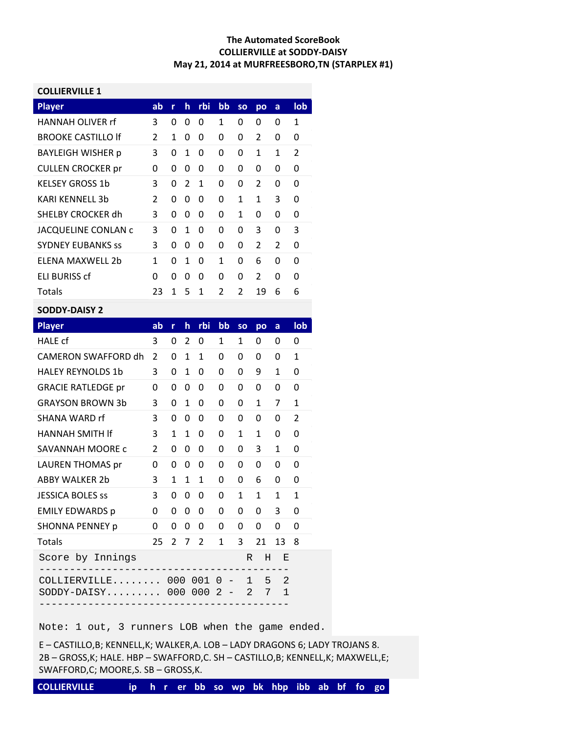**The Automated ScoreBook**
**COLLIERVILLE at SODDY-DAISY**
**May 21, 2014 at MURFREESBORO,TN (STARPLEX #1)**

**COLLIERVILLE 1**

| Player | ab | r | h | rbi | bb | so | po | a | lob |
|---|---|---|---|---|---|---|---|---|---|
| HANNAH OLIVER rf | 3 | 0 | 0 | 0 | 1 | 0 | 0 | 0 | 1 |
| BROOKE CASTILLO lf | 2 | 1 | 0 | 0 | 0 | 0 | 2 | 0 | 0 |
| BAYLEIGH WISHER p | 3 | 0 | 1 | 0 | 0 | 0 | 1 | 1 | 2 |
| CULLEN CROCKER pr | 0 | 0 | 0 | 0 | 0 | 0 | 0 | 0 | 0 |
| KELSEY GROSS 1b | 3 | 0 | 2 | 1 | 0 | 0 | 2 | 0 | 0 |
| KARI KENNELL 3b | 2 | 0 | 0 | 0 | 0 | 1 | 1 | 3 | 0 |
| SHELBY CROCKER dh | 3 | 0 | 0 | 0 | 0 | 1 | 0 | 0 | 0 |
| JACQUELINE CONLAN c | 3 | 0 | 1 | 0 | 0 | 0 | 3 | 0 | 3 |
| SYDNEY EUBANKS ss | 3 | 0 | 0 | 0 | 0 | 0 | 2 | 2 | 0 |
| ELENA MAXWELL 2b | 1 | 0 | 1 | 0 | 1 | 0 | 6 | 0 | 0 |
| ELI BURISS cf | 0 | 0 | 0 | 0 | 0 | 0 | 2 | 0 | 0 |
| Totals | 23 | 1 | 5 | 1 | 2 | 2 | 19 | 6 | 6 |

**SODDY-DAISY 2**

| Player | ab | r | h | rbi | bb | so | po | a | lob |
|---|---|---|---|---|---|---|---|---|---|
| HALE cf | 3 | 0 | 2 | 0 | 1 | 1 | 0 | 0 | 0 |
| CAMERON SWAFFORD dh | 2 | 0 | 1 | 1 | 0 | 0 | 0 | 0 | 1 |
| HALEY REYNOLDS 1b | 3 | 0 | 1 | 0 | 0 | 0 | 9 | 1 | 0 |
| GRACIE RATLEDGE pr | 0 | 0 | 0 | 0 | 0 | 0 | 0 | 0 | 0 |
| GRAYSON BROWN 3b | 3 | 0 | 1 | 0 | 0 | 0 | 1 | 7 | 1 |
| SHANA WARD rf | 3 | 0 | 0 | 0 | 0 | 0 | 0 | 0 | 2 |
| HANNAH SMITH lf | 3 | 1 | 1 | 0 | 0 | 1 | 1 | 0 | 0 |
| SAVANNAH MOORE c | 2 | 0 | 0 | 0 | 0 | 0 | 3 | 1 | 0 |
| LAUREN THOMAS pr | 0 | 0 | 0 | 0 | 0 | 0 | 0 | 0 | 0 |
| ABBY WALKER 2b | 3 | 1 | 1 | 1 | 0 | 0 | 6 | 0 | 0 |
| JESSICA BOLES ss | 3 | 0 | 0 | 0 | 0 | 1 | 1 | 1 | 1 |
| EMILY EDWARDS p | 0 | 0 | 0 | 0 | 0 | 0 | 0 | 3 | 0 |
| SHONNA PENNEY p | 0 | 0 | 0 | 0 | 0 | 0 | 0 | 0 | 0 |
| Totals | 25 | 2 | 7 | 2 | 1 | 3 | 21 | 13 | 8 |

```
Score by Innings                   R   H   E
-------------------------------------------
COLLIERVILLE........ 000 001 0 -   1   5   2
SODDY-DAISY......... 000 000 2 -   2   7   1
-------------------------------------------

Note: 1 out, 3 runners LOB when the game ended.
```

E – CASTILLO,B; KENNELL,K; WALKER,A. LOB – LADY DRAGONS 6; LADY TROJANS 8. 2B – GROSS,K; HALE. HBP – SWAFFORD,C. SH – CASTILLO,B; KENNELL,K; MAXWELL,E; SWAFFORD,C; MOORE,S. SB – GROSS,K.

| COLLIERVILLE | ip | h | r | er | bb | so | wp | bk | hbp | ibb | ab | bf | fo | go |
|---|---|---|---|---|---|---|---|---|---|---|---|---|---|---|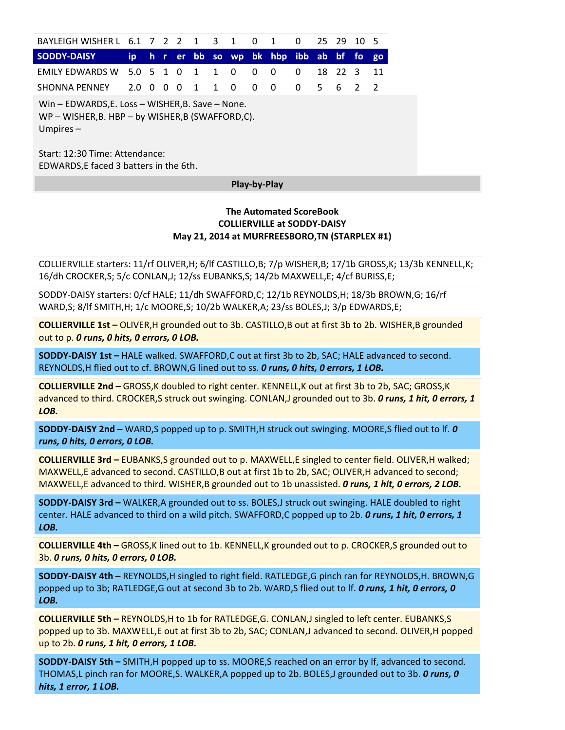| | | | | | | | | | | | | | | |
|---|---|---|---|---|---|---|---|---|---|---|---|---|---|---|
| BAYLEIGH WISHER L | 6.1 | 7 | 2 | 2 | 1 | 3 | 1 | 0 | 1 | 0 | 25 | 29 | 10 | 5 |
| **SODDY-DAISY** | **ip** | **h** | **r** | **er** | **bb** | **so** | **wp** | **bk** | **hbp** | **ibb** | **ab** | **bf** | **fo** | **go** |
| EMILY EDWARDS W | 5.0 | 5 | 1 | 0 | 1 | 1 | 0 | 0 | 0 | 0 | 18 | 22 | 3 | 11 |
| SHONNA PENNEY | 2.0 | 0 | 0 | 0 | 1 | 1 | 0 | 0 | 0 | 0 | 5 | 6 | 2 | 2 |

Win – EDWARDS,E. Loss – WISHER,B. Save – None.
WP – WISHER,B. HBP – by WISHER,B (SWAFFORD,C).
Umpires –

Start: 12:30 Time: Attendance:
EDWARDS,E faced 3 batters in the 6th.

**Play-by-Play**

**The Automated ScoreBook**
**COLLIERVILLE at SODDY-DAISY**
**May 21, 2014 at MURFREESBORO,TN (STARPLEX #1)**

COLLIERVILLE starters: 11/rf OLIVER,H; 6/lf CASTILLO,B; 7/p WISHER,B; 17/1b GROSS,K; 13/3b KENNELL,K; 16/dh CROCKER,S; 5/c CONLAN,J; 12/ss EUBANKS,S; 14/2b MAXWELL,E; 4/cf BURISS,E;

SODDY-DAISY starters: 0/cf HALE; 11/dh SWAFFORD,C; 12/1b REYNOLDS,H; 18/3b BROWN,G; 16/rf WARD,S; 8/lf SMITH,H; 1/c MOORE,S; 10/2b WALKER,A; 23/ss BOLES,J; 3/p EDWARDS,E;

**COLLIERVILLE 1st –** OLIVER,H grounded out to 3b. CASTILLO,B out at first 3b to 2b. WISHER,B grounded out to p. ***0 runs, 0 hits, 0 errors, 0 LOB.***

**SODDY-DAISY 1st –** HALE walked. SWAFFORD,C out at first 3b to 2b, SAC; HALE advanced to second. REYNOLDS,H flied out to cf. BROWN,G lined out to ss. ***0 runs, 0 hits, 0 errors, 1 LOB.***

**COLLIERVILLE 2nd –** GROSS,K doubled to right center. KENNELL,K out at first 3b to 2b, SAC; GROSS,K advanced to third. CROCKER,S struck out swinging. CONLAN,J grounded out to 3b. ***0 runs, 1 hit, 0 errors, 1 LOB.***

**SODDY-DAISY 2nd –** WARD,S popped up to p. SMITH,H struck out swinging. MOORE,S flied out to lf. ***0 runs, 0 hits, 0 errors, 0 LOB.***

**COLLIERVILLE 3rd –** EUBANKS,S grounded out to p. MAXWELL,E singled to center field. OLIVER,H walked; MAXWELL,E advanced to second. CASTILLO,B out at first 1b to 2b, SAC; OLIVER,H advanced to second; MAXWELL,E advanced to third. WISHER,B grounded out to 1b unassisted. ***0 runs, 1 hit, 0 errors, 2 LOB.***

**SODDY-DAISY 3rd –** WALKER,A grounded out to ss. BOLES,J struck out swinging. HALE doubled to right center. HALE advanced to third on a wild pitch. SWAFFORD,C popped up to 2b. ***0 runs, 1 hit, 0 errors, 1 LOB.***

**COLLIERVILLE 4th –** GROSS,K lined out to 1b. KENNELL,K grounded out to p. CROCKER,S grounded out to 3b. ***0 runs, 0 hits, 0 errors, 0 LOB.***

**SODDY-DAISY 4th –** REYNOLDS,H singled to right field. RATLEDGE,G pinch ran for REYNOLDS,H. BROWN,G popped up to 3b; RATLEDGE,G out at second 3b to 2b. WARD,S flied out to lf. ***0 runs, 1 hit, 0 errors, 0 LOB.***

**COLLIERVILLE 5th –** REYNOLDS,H to 1b for RATLEDGE,G. CONLAN,J singled to left center. EUBANKS,S popped up to 3b. MAXWELL,E out at first 3b to 2b, SAC; CONLAN,J advanced to second. OLIVER,H popped up to 2b. ***0 runs, 1 hit, 0 errors, 1 LOB.***

**SODDY-DAISY 5th –** SMITH,H popped up to ss. MOORE,S reached on an error by lf, advanced to second. THOMAS,L pinch ran for MOORE,S. WALKER,A popped up to 2b. BOLES,J grounded out to 3b. ***0 runs, 0 hits, 1 error, 1 LOB.***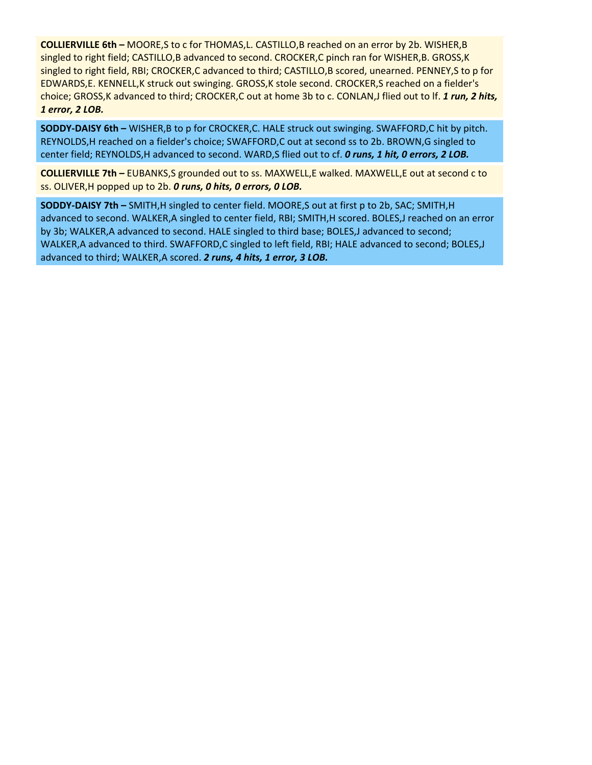**COLLIERVILLE 6th –** MOORE,S to c for THOMAS,L. CASTILLO,B reached on an error by 2b. WISHER,B singled to right field; CASTILLO,B advanced to second. CROCKER,C pinch ran for WISHER,B. GROSS,K singled to right field, RBI; CROCKER,C advanced to third; CASTILLO,B scored, unearned. PENNEY,S to p for EDWARDS,E. KENNELL,K struck out swinging. GROSS,K stole second. CROCKER,S reached on a fielder's choice; GROSS,K advanced to third; CROCKER,C out at home 3b to c. CONLAN,J flied out to lf. ***1 run, 2 hits, 1 error, 2 LOB.***

**SODDY-DAISY 6th –** WISHER,B to p for CROCKER,C. HALE struck out swinging. SWAFFORD,C hit by pitch. REYNOLDS,H reached on a fielder's choice; SWAFFORD,C out at second ss to 2b. BROWN,G singled to center field; REYNOLDS,H advanced to second. WARD,S flied out to cf. ***0 runs, 1 hit, 0 errors, 2 LOB.***

**COLLIERVILLE 7th –** EUBANKS,S grounded out to ss. MAXWELL,E walked. MAXWELL,E out at second c to ss. OLIVER,H popped up to 2b. ***0 runs, 0 hits, 0 errors, 0 LOB.***

**SODDY-DAISY 7th –** SMITH,H singled to center field. MOORE,S out at first p to 2b, SAC; SMITH,H advanced to second. WALKER,A singled to center field, RBI; SMITH,H scored. BOLES,J reached on an error by 3b; WALKER,A advanced to second. HALE singled to third base; BOLES,J advanced to second; WALKER,A advanced to third. SWAFFORD,C singled to left field, RBI; HALE advanced to second; BOLES,J advanced to third; WALKER,A scored. ***2 runs, 4 hits, 1 error, 3 LOB.***